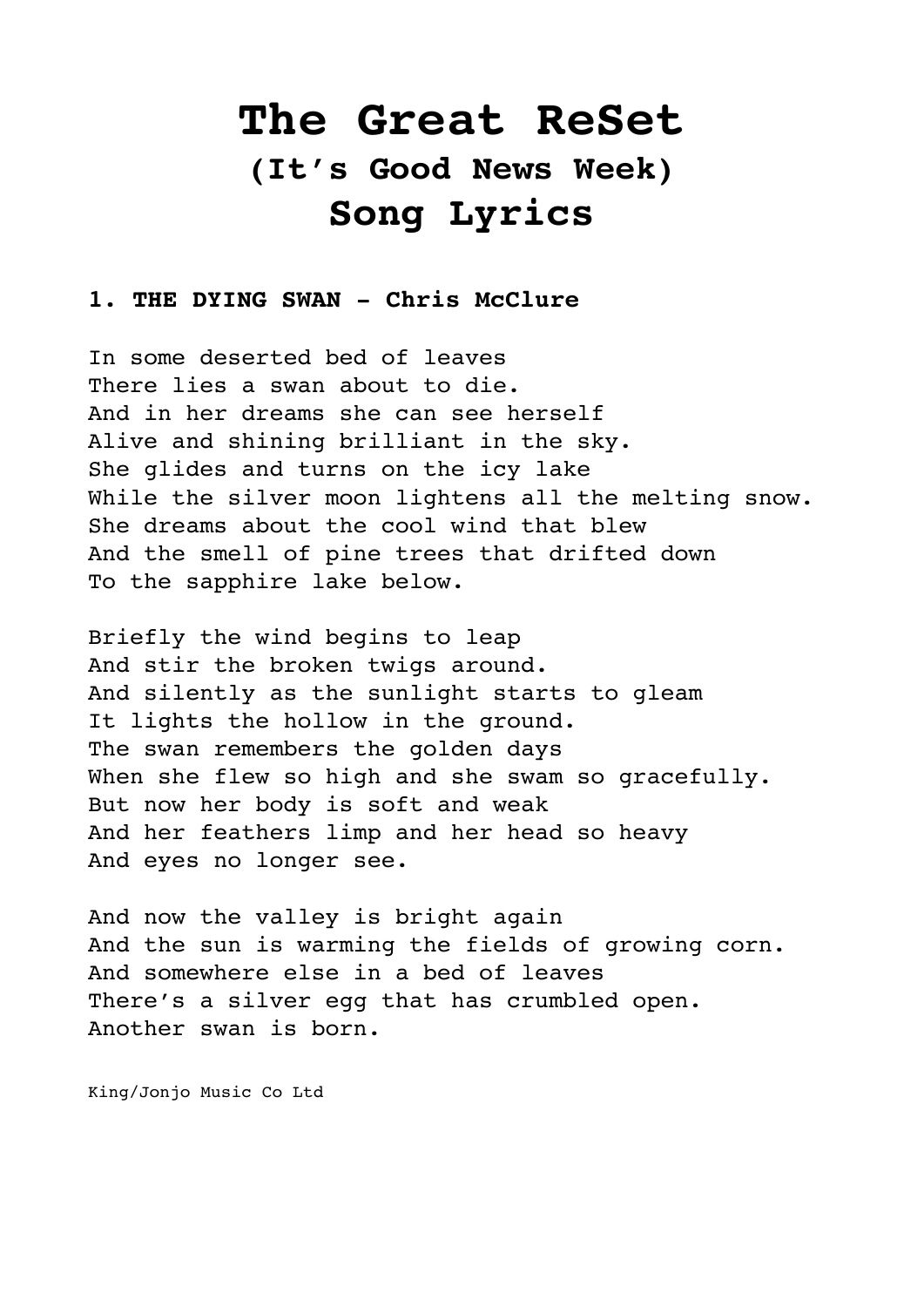# The Great ReSet

## (It's Good News Week)

# Song Lyrics

### 1. THE DYING SWAN - Chris McClure

In some deserted bed of leaves
There lies a swan about to die.
And in her dreams she can see herself
Alive and shining brilliant in the sky.
She glides and turns on the icy lake
While the silver moon lightens all the melting snow.
She dreams about the cool wind that blew
And the smell of pine trees that drifted down
To the sapphire lake below.

Briefly the wind begins to leap
And stir the broken twigs around.
And silently as the sunlight starts to gleam
It lights the hollow in the ground.
The swan remembers the golden days
When she flew so high and she swam so gracefully.
But now her body is soft and weak
And her feathers limp and her head so heavy
And eyes no longer see.

And now the valley is bright again
And the sun is warming the fields of growing corn.
And somewhere else in a bed of leaves
There's a silver egg that has crumbled open.
Another swan is born.

King/Jonjo Music Co Ltd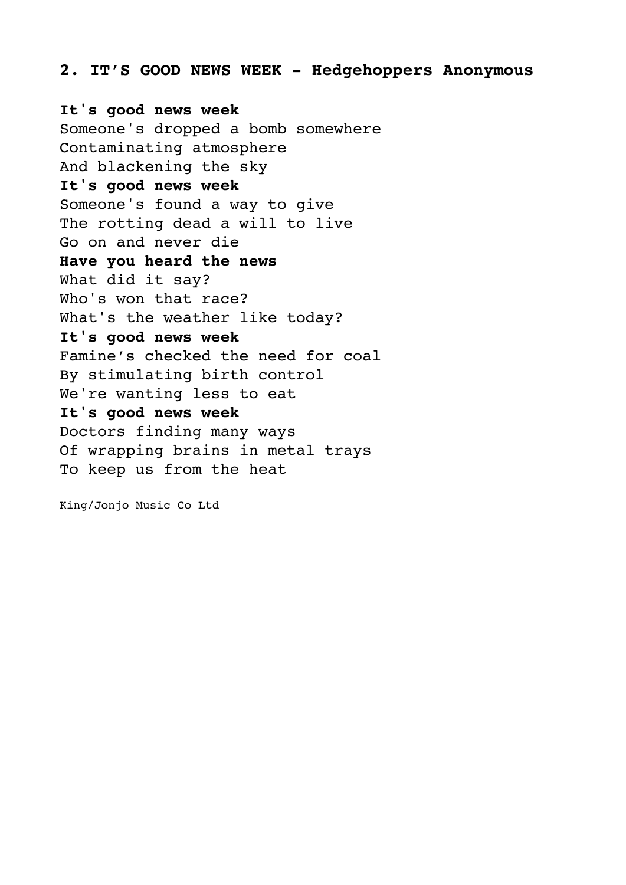## 2. IT’S GOOD NEWS WEEK - Hedgehoppers Anonymous

**It's good news week**
Someone's dropped a bomb somewhere
Contaminating atmosphere
And blackening the sky
**It's good news week**
Someone's found a way to give
The rotting dead a will to live
Go on and never die
**Have you heard the news**
What did it say?
Who's won that race?
What's the weather like today?
**It's good news week**
Famine’s checked the need for coal
By stimulating birth control
We're wanting less to eat
**It's good news week**
Doctors finding many ways
Of wrapping brains in metal trays
To keep us from the heat

King/Jonjo Music Co Ltd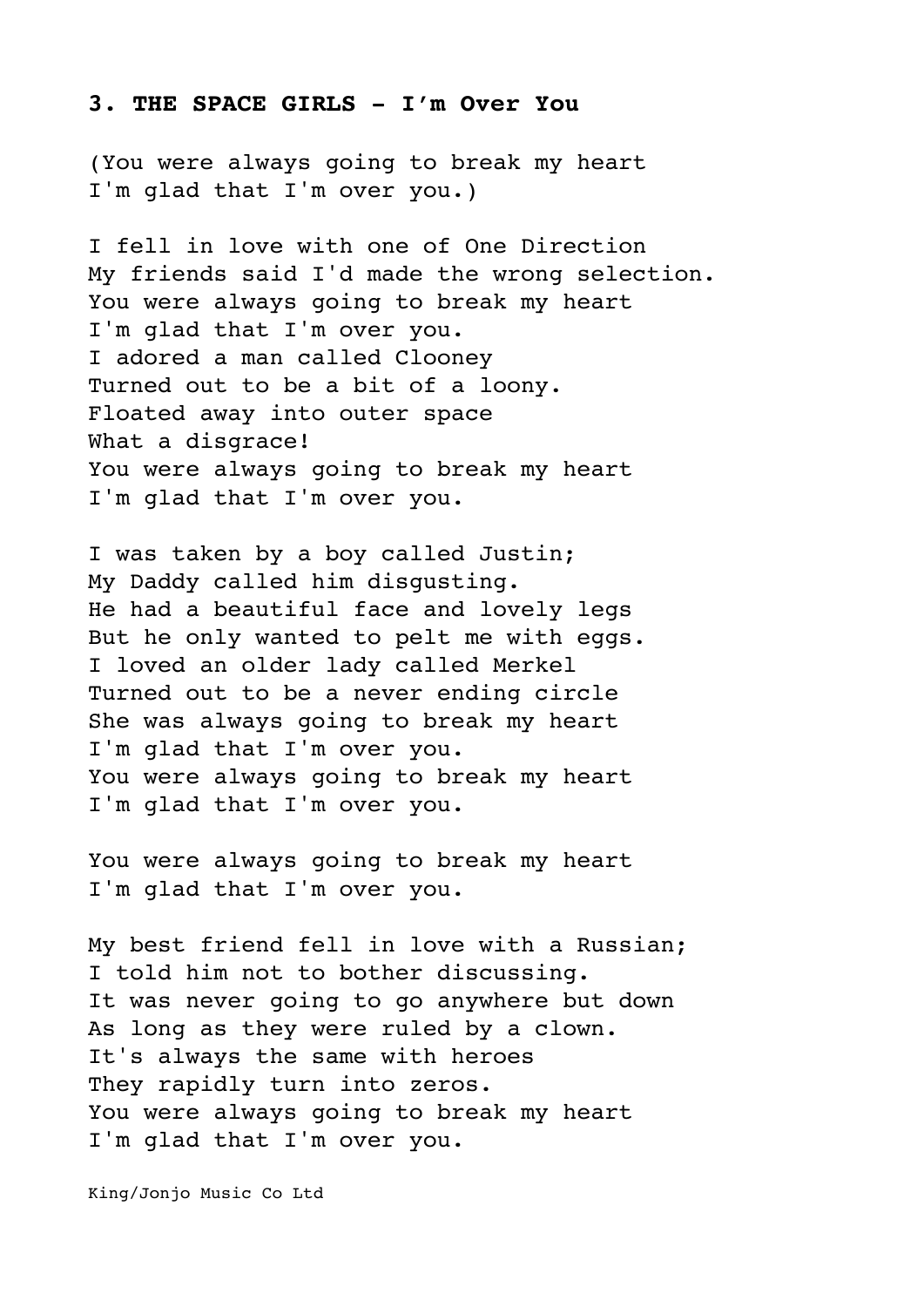### 3. THE SPACE GIRLS – I'm Over You

(You were always going to break my heart
I'm glad that I'm over you.)

I fell in love with one of One Direction
My friends said I'd made the wrong selection.
You were always going to break my heart
I'm glad that I'm over you.
I adored a man called Clooney
Turned out to be a bit of a loony.
Floated away into outer space
What a disgrace!
You were always going to break my heart
I'm glad that I'm over you.

I was taken by a boy called Justin;
My Daddy called him disgusting.
He had a beautiful face and lovely legs
But he only wanted to pelt me with eggs.
I loved an older lady called Merkel
Turned out to be a never ending circle
She was always going to break my heart
I'm glad that I'm over you.
You were always going to break my heart
I'm glad that I'm over you.

You were always going to break my heart
I'm glad that I'm over you.

My best friend fell in love with a Russian;
I told him not to bother discussing.
It was never going to go anywhere but down
As long as they were ruled by a clown.
It's always the same with heroes
They rapidly turn into zeros.
You were always going to break my heart
I'm glad that I'm over you.

King/Jonjo Music Co Ltd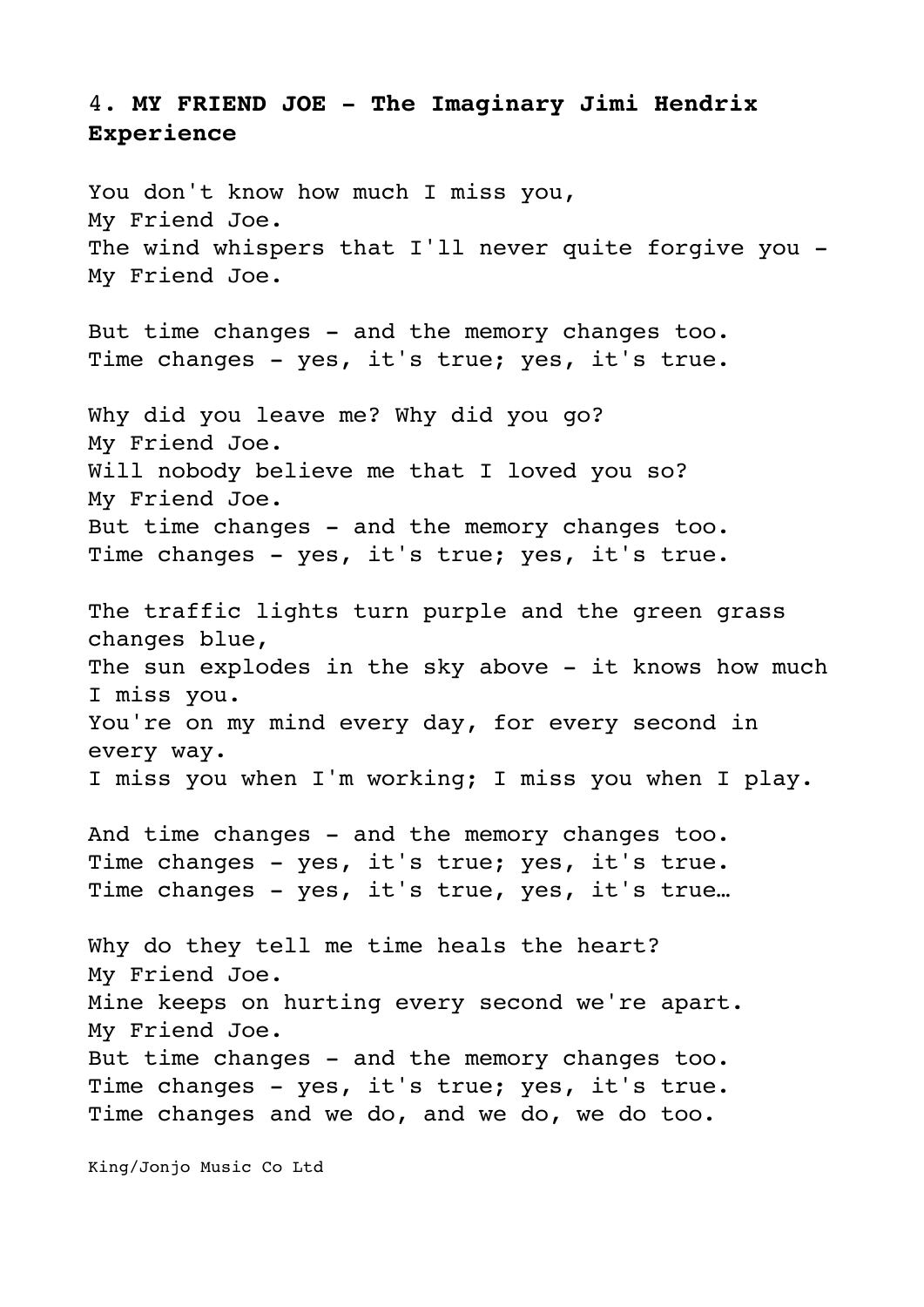## 4. **MY FRIEND JOE - The Imaginary Jimi Hendrix Experience**

You don't know how much I miss you,
My Friend Joe.
The wind whispers that I'll never quite forgive you -
My Friend Joe.

But time changes - and the memory changes too.
Time changes - yes, it's true; yes, it's true.

Why did you leave me? Why did you go?
My Friend Joe.
Will nobody believe me that I loved you so?
My Friend Joe.
But time changes - and the memory changes too.
Time changes - yes, it's true; yes, it's true.

The traffic lights turn purple and the green grass changes blue,
The sun explodes in the sky above - it knows how much I miss you.
You're on my mind every day, for every second in every way.
I miss you when I'm working; I miss you when I play.

And time changes - and the memory changes too.
Time changes - yes, it's true; yes, it's true.
Time changes - yes, it's true, yes, it's true…

Why do they tell me time heals the heart?
My Friend Joe.
Mine keeps on hurting every second we're apart.
My Friend Joe.
But time changes - and the memory changes too.
Time changes - yes, it's true; yes, it's true.
Time changes and we do, and we do, we do too.

King/Jonjo Music Co Ltd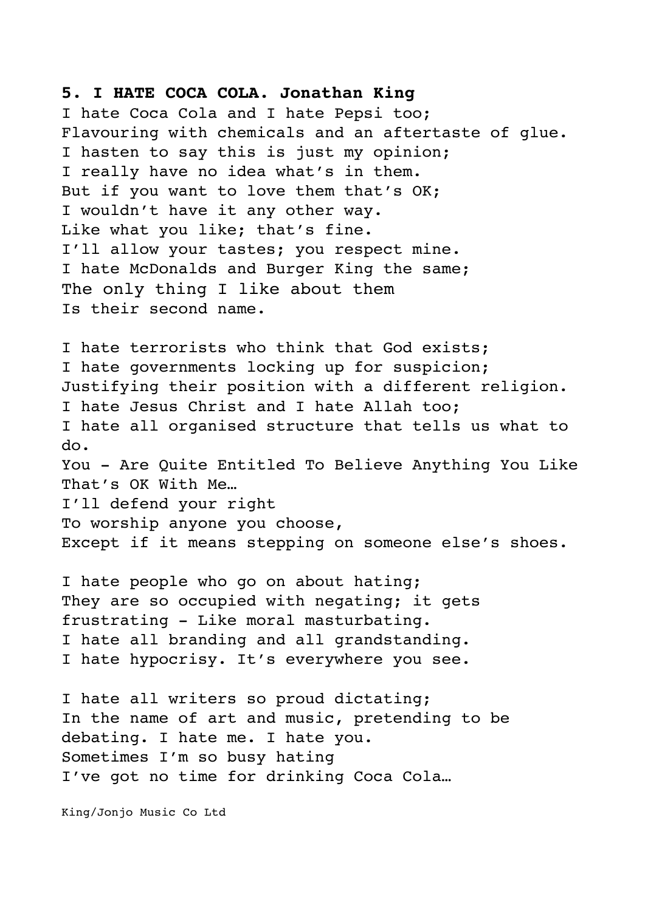**5. I HATE COCA COLA. Jonathan King**

I hate Coca Cola and I hate Pepsi too;
Flavouring with chemicals and an aftertaste of glue.
I hasten to say this is just my opinion;
I really have no idea what's in them.
But if you want to love them that's OK;
I wouldn't have it any other way.
Like what you like; that's fine.
I'll allow your tastes; you respect mine.
I hate McDonalds and Burger King the same;
The only thing I like about them
Is their second name.

I hate terrorists who think that God exists;
I hate governments locking up for suspicion;
Justifying their position with a different religion.
I hate Jesus Christ and I hate Allah too;
I hate all organised structure that tells us what to do.
You - Are Quite Entitled To Believe Anything You Like
That's OK With Me…
I'll defend your right
To worship anyone you choose,
Except if it means stepping on someone else's shoes.

I hate people who go on about hating;
They are so occupied with negating; it gets frustrating - Like moral masturbating.
I hate all branding and all grandstanding.
I hate hypocrisy. It's everywhere you see.

I hate all writers so proud dictating;
In the name of art and music, pretending to be debating. I hate me. I hate you.
Sometimes I'm so busy hating
I've got no time for drinking Coca Cola…

King/Jonjo Music Co Ltd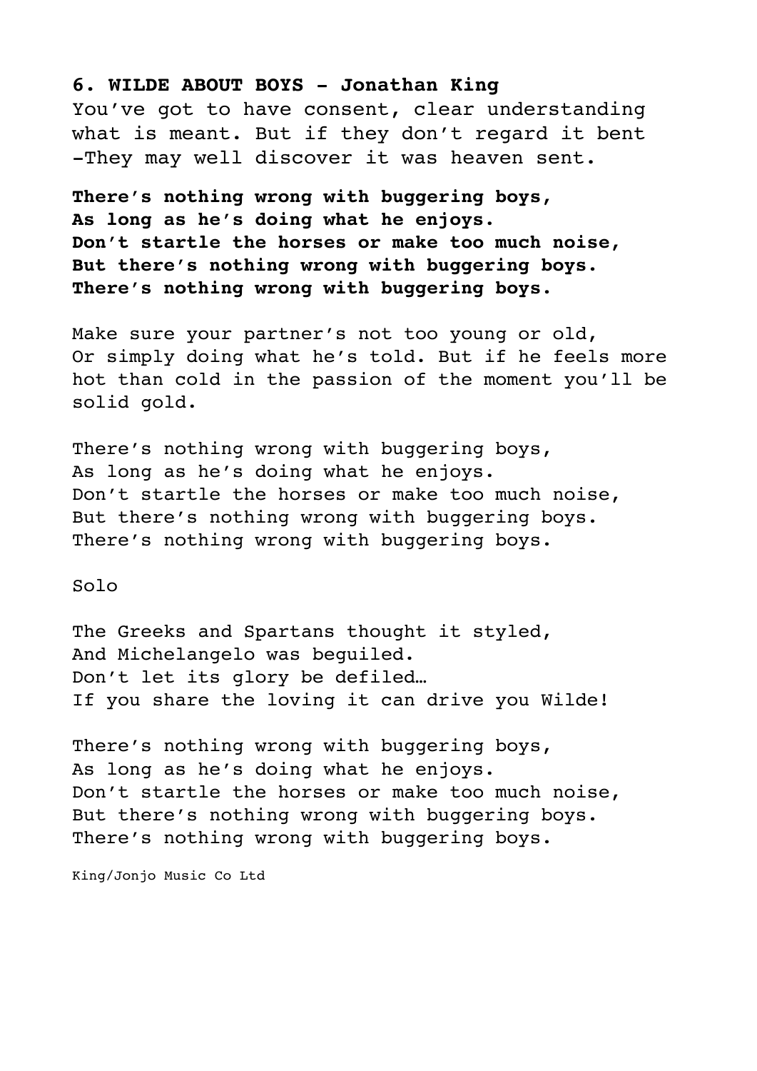**6. WILDE ABOUT BOYS - Jonathan King**

You've got to have consent, clear understanding what is meant. But if they don't regard it bent -They may well discover it was heaven sent.

**There's nothing wrong with buggering boys,**
**As long as he's doing what he enjoys.**
**Don't startle the horses or make too much noise,**
**But there's nothing wrong with buggering boys.**
**There's nothing wrong with buggering boys.**

Make sure your partner's not too young or old,
Or simply doing what he's told. But if he feels more hot than cold in the passion of the moment you'll be solid gold.

There's nothing wrong with buggering boys,
As long as he's doing what he enjoys.
Don't startle the horses or make too much noise,
But there's nothing wrong with buggering boys.
There's nothing wrong with buggering boys.

Solo

The Greeks and Spartans thought it styled,
And Michelangelo was beguiled.
Don't let its glory be defiled…
If you share the loving it can drive you Wilde!

There's nothing wrong with buggering boys,
As long as he's doing what he enjoys.
Don't startle the horses or make too much noise,
But there's nothing wrong with buggering boys.
There's nothing wrong with buggering boys.

King/Jonjo Music Co Ltd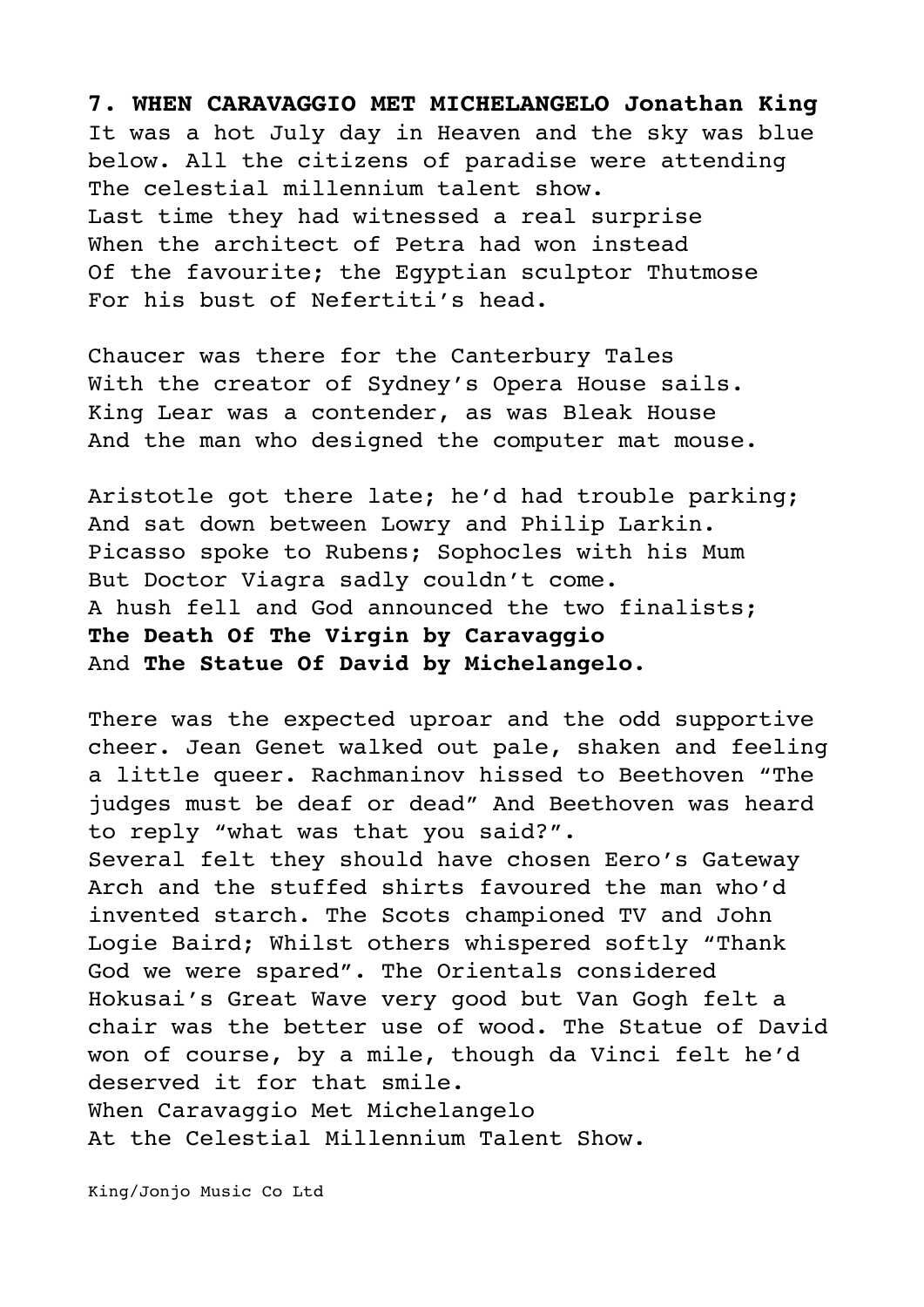**7. WHEN CARAVAGGIO MET MICHELANGELO Jonathan King**

It was a hot July day in Heaven and the sky was blue
below. All the citizens of paradise were attending
The celestial millennium talent show.
Last time they had witnessed a real surprise
When the architect of Petra had won instead
Of the favourite; the Egyptian sculptor Thutmose
For his bust of Nefertiti's head.

Chaucer was there for the Canterbury Tales
With the creator of Sydney's Opera House sails.
King Lear was a contender, as was Bleak House
And the man who designed the computer mat mouse.

Aristotle got there late; he'd had trouble parking;
And sat down between Lowry and Philip Larkin.
Picasso spoke to Rubens; Sophocles with his Mum
But Doctor Viagra sadly couldn't come.
A hush fell and God announced the two finalists;
**The Death Of The Virgin by Caravaggio**
And **The Statue Of David by Michelangelo.**

There was the expected uproar and the odd supportive cheer. Jean Genet walked out pale, shaken and feeling a little queer. Rachmaninov hissed to Beethoven "The judges must be deaf or dead" And Beethoven was heard to reply "what was that you said?".
Several felt they should have chosen Eero's Gateway Arch and the stuffed shirts favoured the man who'd invented starch. The Scots championed TV and John Logie Baird; Whilst others whispered softly "Thank God we were spared". The Orientals considered Hokusai's Great Wave very good but Van Gogh felt a chair was the better use of wood. The Statue of David won of course, by a mile, though da Vinci felt he'd deserved it for that smile.
When Caravaggio Met Michelangelo
At the Celestial Millennium Talent Show.

King/Jonjo Music Co Ltd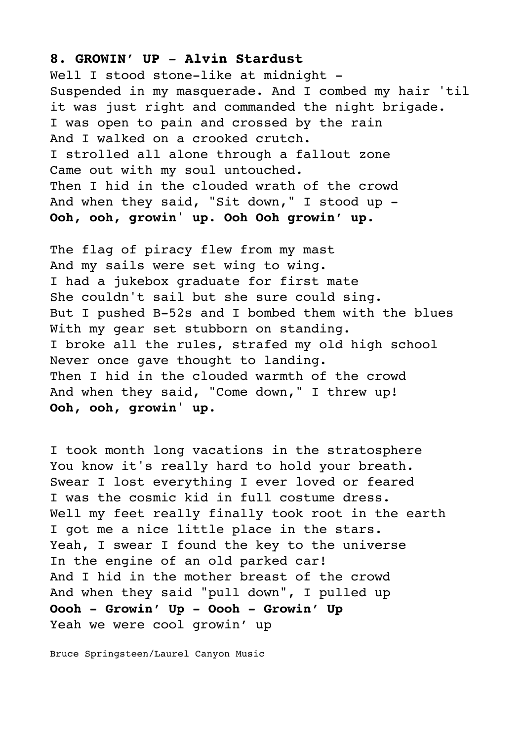**8. GROWIN' UP - Alvin Stardust**

Well I stood stone-like at midnight -
Suspended in my masquerade. And I combed my hair 'til
it was just right and commanded the night brigade.
I was open to pain and crossed by the rain
And I walked on a crooked crutch.
I strolled all alone through a fallout zone
Came out with my soul untouched.
Then I hid in the clouded wrath of the crowd
And when they said, "Sit down," I stood up -
**Ooh, ooh, growin' up. Ooh Ooh growin' up.**

The flag of piracy flew from my mast
And my sails were set wing to wing.
I had a jukebox graduate for first mate
She couldn't sail but she sure could sing.
But I pushed B-52s and I bombed them with the blues
With my gear set stubborn on standing.
I broke all the rules, strafed my old high school
Never once gave thought to landing.
Then I hid in the clouded warmth of the crowd
And when they said, "Come down," I threw up!
**Ooh, ooh, growin' up.**

I took month long vacations in the stratosphere
You know it's really hard to hold your breath.
Swear I lost everything I ever loved or feared
I was the cosmic kid in full costume dress.
Well my feet really finally took root in the earth
I got me a nice little place in the stars.
Yeah, I swear I found the key to the universe
In the engine of an old parked car!
And I hid in the mother breast of the crowd
And when they said "pull down", I pulled up
**Oooh - Growin' Up - Oooh - Growin' Up**
Yeah we were cool growin' up

Bruce Springsteen/Laurel Canyon Music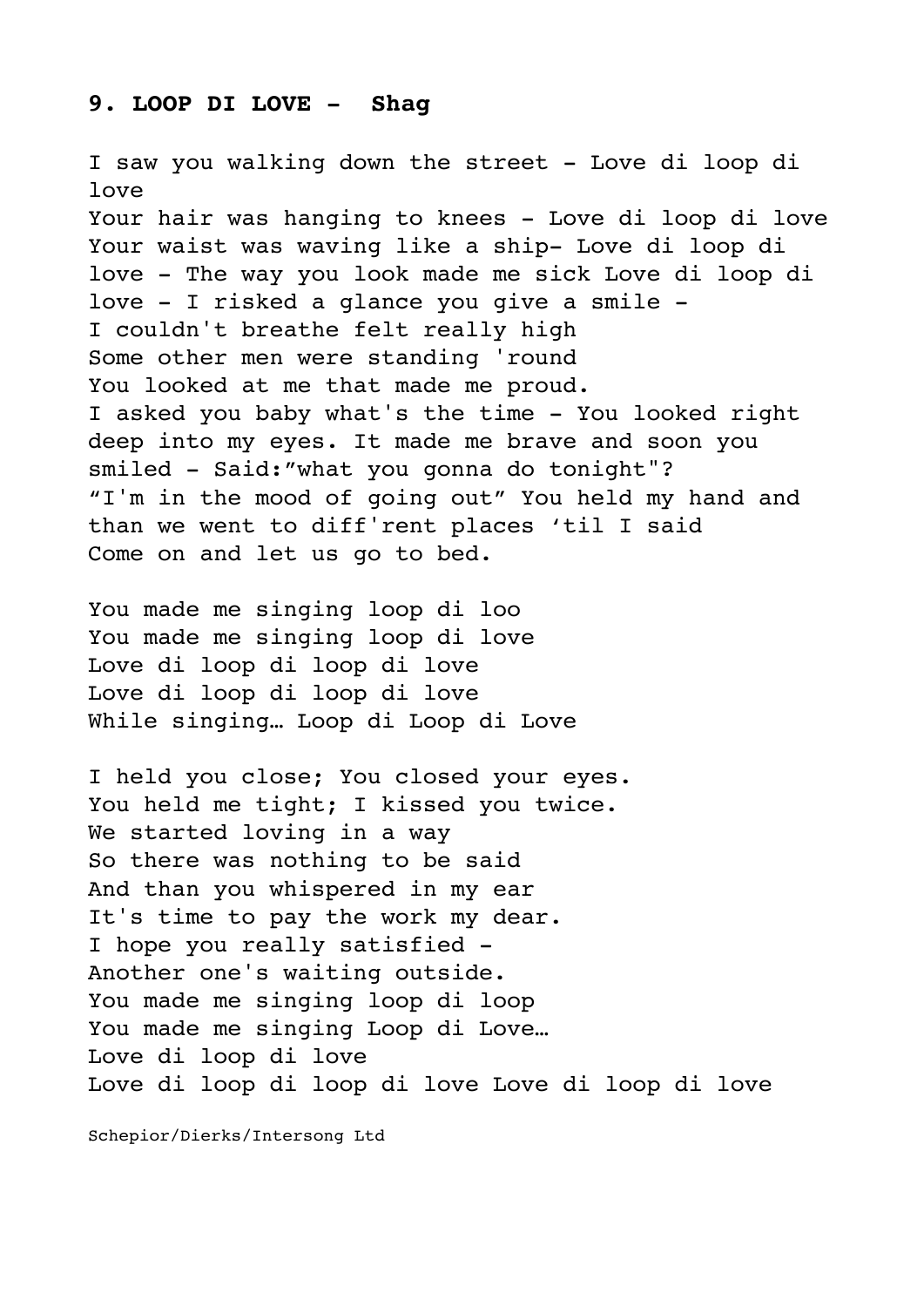**9. LOOP DI LOVE - Shag**

I saw you walking down the street - Love di loop di love
Your hair was hanging to knees - Love di loop di love
Your waist was waving like a ship- Love di loop di love - The way you look made me sick Love di loop di love - I risked a glance you give a smile -
I couldn't breathe felt really high
Some other men were standing 'round
You looked at me that made me proud.
I asked you baby what's the time - You looked right deep into my eyes. It made me brave and soon you smiled - Said:"what you gonna do tonight"?
"I'm in the mood of going out" You held my hand and than we went to diff'rent places 'til I said
Come on and let us go to bed.

You made me singing loop di loo
You made me singing loop di love
Love di loop di loop di love
Love di loop di loop di love
While singing… Loop di Loop di Love

I held you close; You closed your eyes.
You held me tight; I kissed you twice.
We started loving in a way
So there was nothing to be said
And than you whispered in my ear
It's time to pay the work my dear.
I hope you really satisfied -
Another one's waiting outside.
You made me singing loop di loop
You made me singing Loop di Love…
Love di loop di love
Love di loop di loop di love Love di loop di love

Schepior/Dierks/Intersong Ltd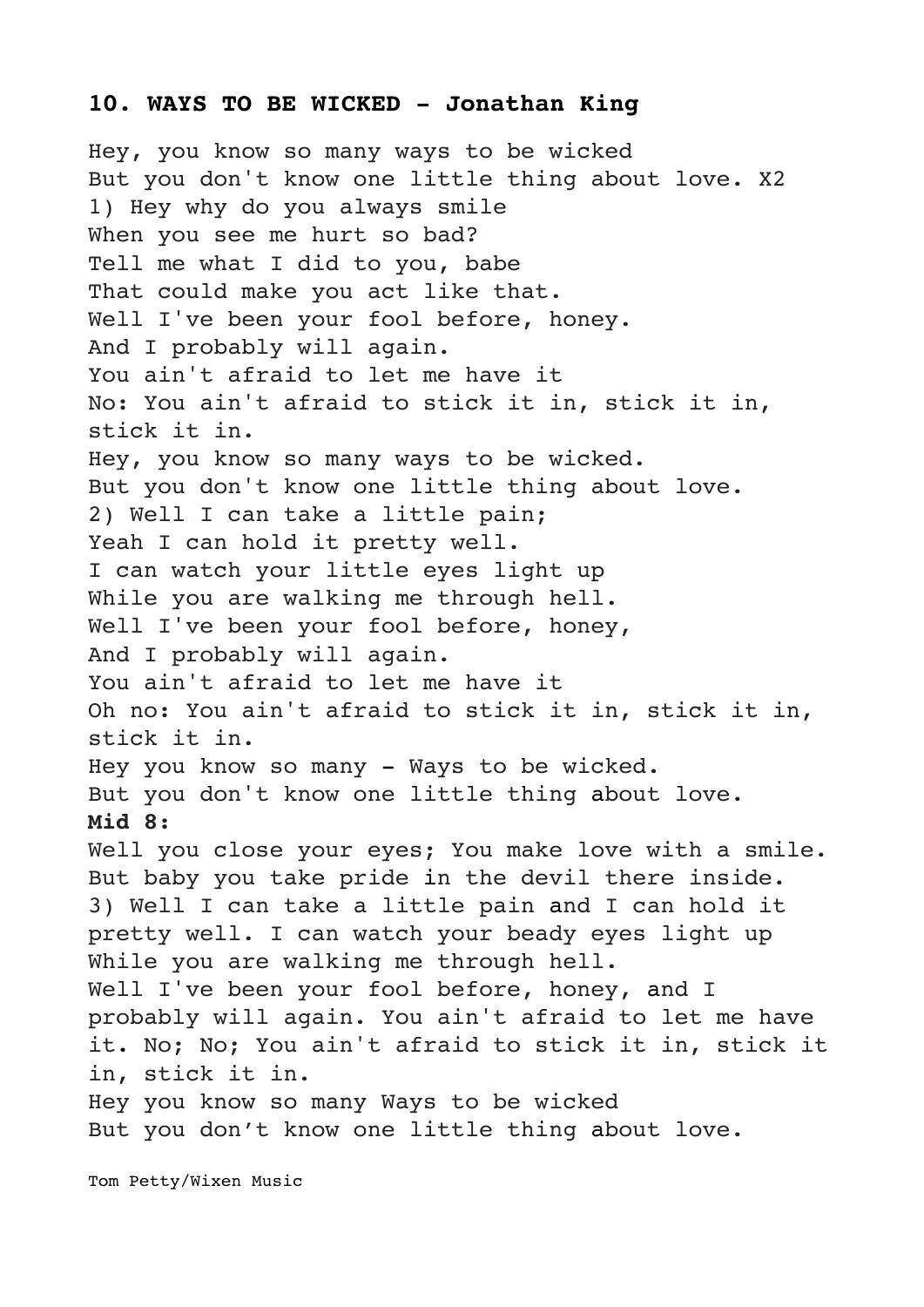**10. WAYS TO BE WICKED - Jonathan King**

Hey, you know so many ways to be wicked
But you don't know one little thing about love. X2
1) Hey why do you always smile
When you see me hurt so bad?
Tell me what I did to you, babe
That could make you act like that.
Well I've been your fool before, honey.
And I probably will again.
You ain't afraid to let me have it
No: You ain't afraid to stick it in, stick it in, stick it in.
Hey, you know so many ways to be wicked.
But you don't know one little thing about love.
2) Well I can take a little pain;
Yeah I can hold it pretty well.
I can watch your little eyes light up
While you are walking me through hell.
Well I've been your fool before, honey,
And I probably will again.
You ain't afraid to let me have it
Oh no: You ain't afraid to stick it in, stick it in, stick it in.
Hey you know so many - Ways to be wicked.
But you don't know one little thing about love.
**Mid 8:**
Well you close your eyes; You make love with a smile.
But baby you take pride in the devil there inside.
3) Well I can take a little pain and I can hold it pretty well. I can watch your beady eyes light up
While you are walking me through hell.
Well I've been your fool before, honey, and I probably will again. You ain't afraid to let me have it. No; No; You ain't afraid to stick it in, stick it in, stick it in.
Hey you know so many Ways to be wicked
But you don't know one little thing about love.

Tom Petty/Wixen Music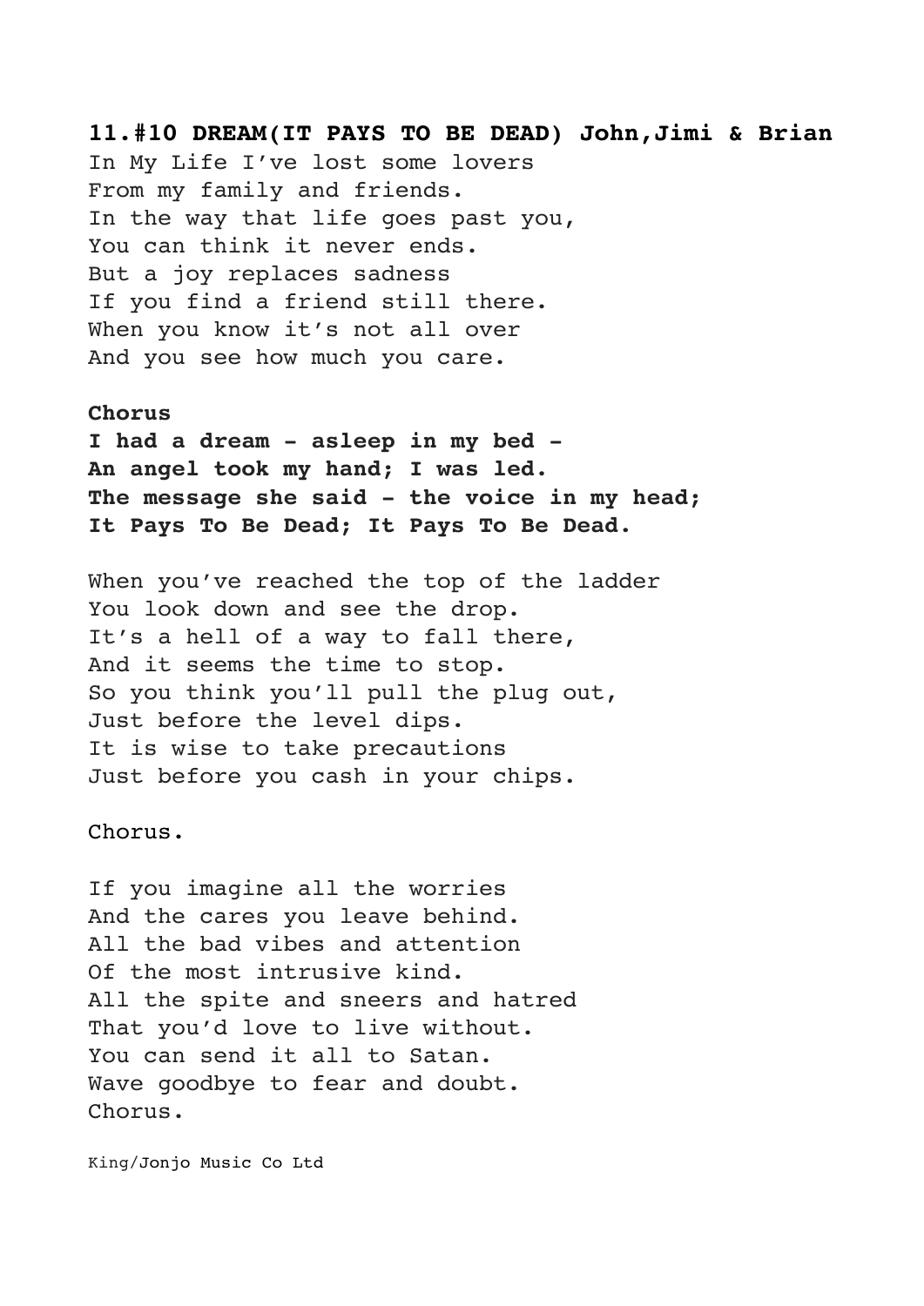**11.#10 DREAM(IT PAYS TO BE DEAD) John,Jimi & Brian**

In My Life I've lost some lovers
From my family and friends.
In the way that life goes past you,
You can think it never ends.
But a joy replaces sadness
If you find a friend still there.
When you know it's not all over
And you see how much you care.

**Chorus**
**I had a dream - asleep in my bed -**
**An angel took my hand; I was led.**
**The message she said - the voice in my head;**
**It Pays To Be Dead; It Pays To Be Dead.**

When you've reached the top of the ladder
You look down and see the drop.
It's a hell of a way to fall there,
And it seems the time to stop.
So you think you'll pull the plug out,
Just before the level dips.
It is wise to take precautions
Just before you cash in your chips.

Chorus.

If you imagine all the worries
And the cares you leave behind.
All the bad vibes and attention
Of the most intrusive kind.
All the spite and sneers and hatred
That you'd love to live without.
You can send it all to Satan.
Wave goodbye to fear and doubt.
Chorus.

King/Jonjo Music Co Ltd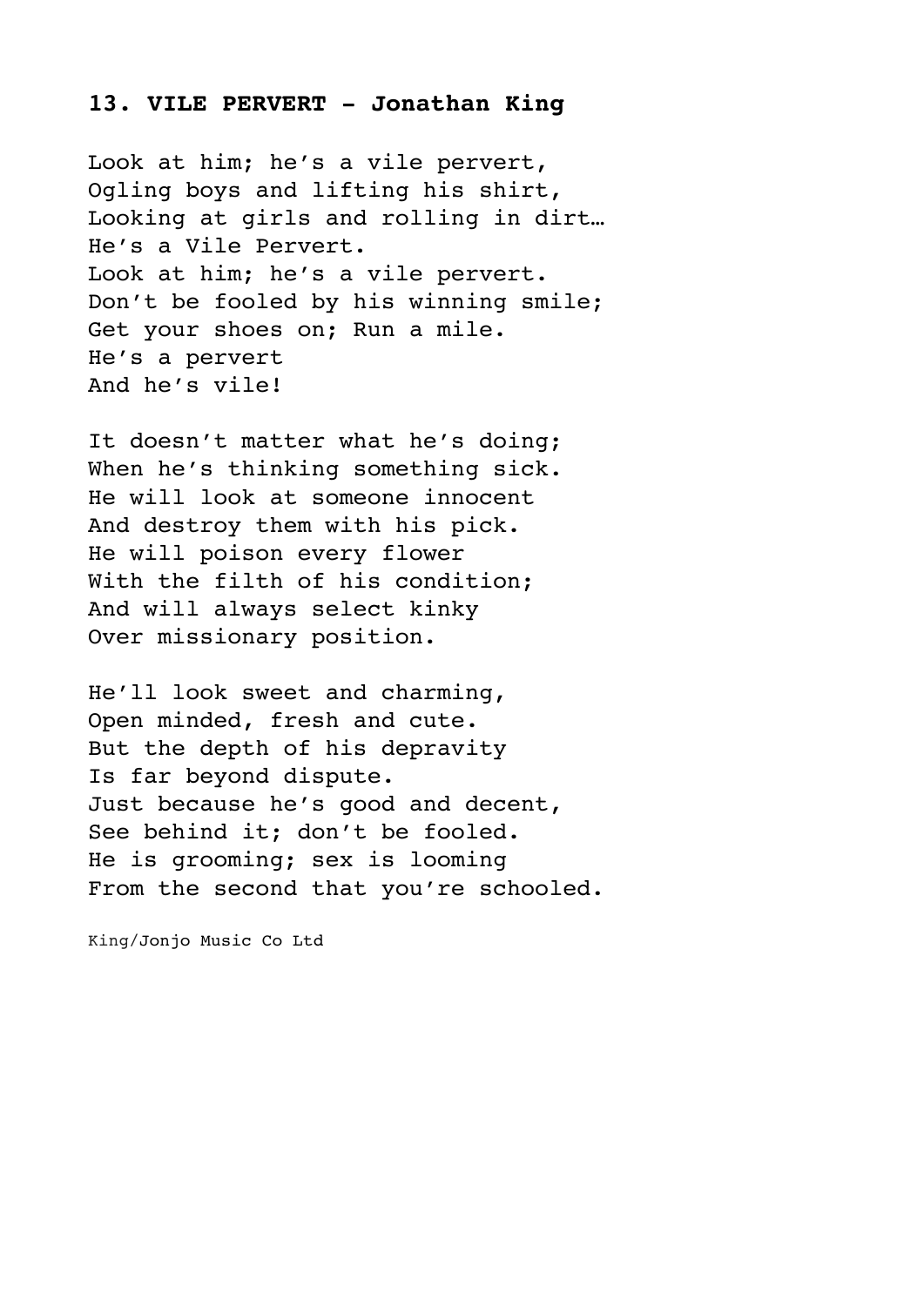### 13. VILE PERVERT - Jonathan King

Look at him; he's a vile pervert,  
Ogling boys and lifting his shirt,  
Looking at girls and rolling in dirt…  
He's a Vile Pervert.  
Look at him; he's a vile pervert.  
Don't be fooled by his winning smile;  
Get your shoes on; Run a mile.  
He's a pervert  
And he's vile!

It doesn't matter what he's doing;  
When he's thinking something sick.  
He will look at someone innocent  
And destroy them with his pick.  
He will poison every flower  
With the filth of his condition;  
And will always select kinky  
Over missionary position.

He'll look sweet and charming,  
Open minded, fresh and cute.  
But the depth of his depravity  
Is far beyond dispute.  
Just because he's good and decent,  
See behind it; don't be fooled.  
He is grooming; sex is looming  
From the second that you're schooled.

King/Jonjo Music Co Ltd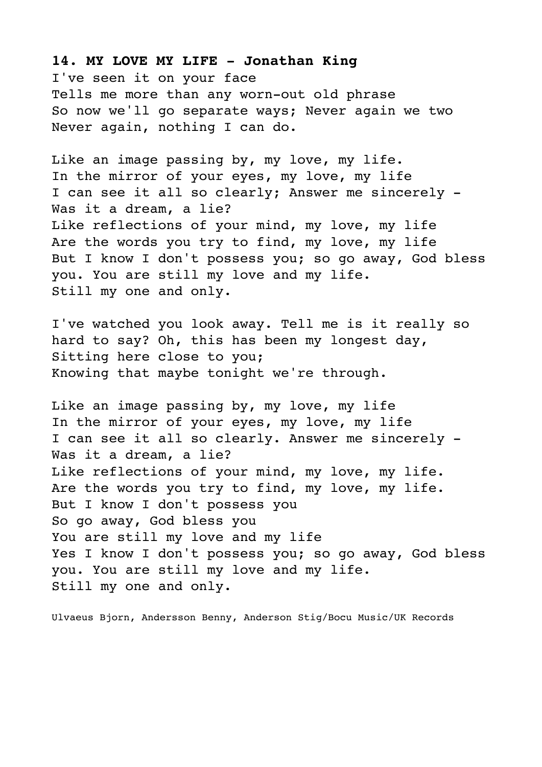**14. MY LOVE MY LIFE - Jonathan King**

I've seen it on your face  
Tells me more than any worn-out old phrase  
So now we'll go separate ways; Never again we two  
Never again, nothing I can do.

Like an image passing by, my love, my life.  
In the mirror of your eyes, my love, my life  
I can see it all so clearly; Answer me sincerely -  
Was it a dream, a lie?  
Like reflections of your mind, my love, my life  
Are the words you try to find, my love, my life  
But I know I don't possess you; so go away, God bless  
you. You are still my love and my life.  
Still my one and only.

I've watched you look away. Tell me is it really so  
hard to say? Oh, this has been my longest day,  
Sitting here close to you;  
Knowing that maybe tonight we're through.

Like an image passing by, my love, my life  
In the mirror of your eyes, my love, my life  
I can see it all so clearly. Answer me sincerely -  
Was it a dream, a lie?  
Like reflections of your mind, my love, my life.  
Are the words you try to find, my love, my life.  
But I know I don't possess you  
So go away, God bless you  
You are still my love and my life  
Yes I know I don't possess you; so go away, God bless  
you. You are still my love and my life.  
Still my one and only.

Ulvaeus Bjorn, Andersson Benny, Anderson Stig/Bocu Music/UK Records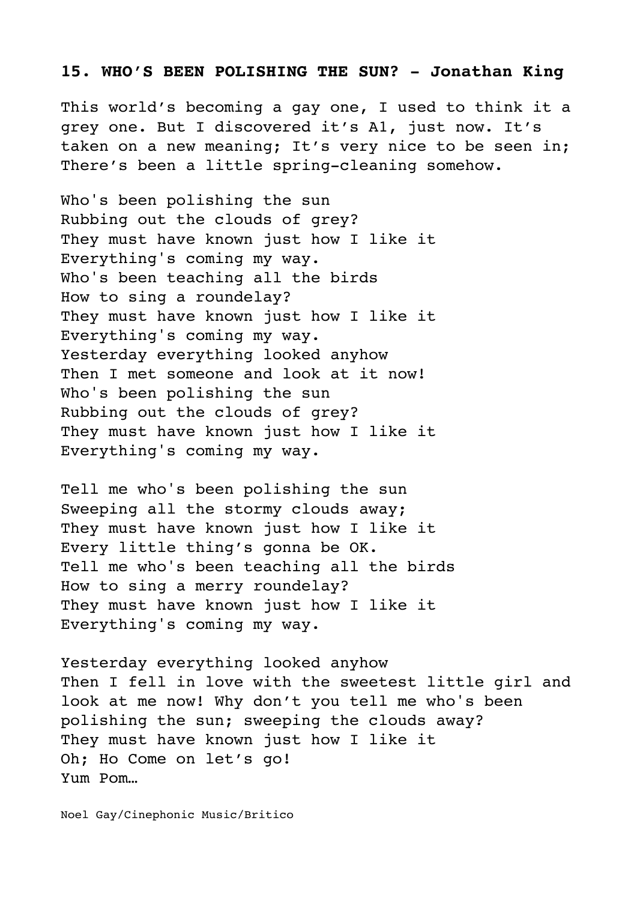**15. WHO'S BEEN POLISHING THE SUN? - Jonathan King**

This world's becoming a gay one, I used to think it a grey one. But I discovered it's A1, just now. It's taken on a new meaning; It's very nice to be seen in; There's been a little spring-cleaning somehow.

Who's been polishing the sun  
Rubbing out the clouds of grey?  
They must have known just how I like it  
Everything's coming my way.  
Who's been teaching all the birds  
How to sing a roundelay?  
They must have known just how I like it  
Everything's coming my way.  
Yesterday everything looked anyhow  
Then I met someone and look at it now!  
Who's been polishing the sun  
Rubbing out the clouds of grey?  
They must have known just how I like it  
Everything's coming my way.

Tell me who's been polishing the sun  
Sweeping all the stormy clouds away;  
They must have known just how I like it  
Every little thing's gonna be OK.  
Tell me who's been teaching all the birds  
How to sing a merry roundelay?  
They must have known just how I like it  
Everything's coming my way.

Yesterday everything looked anyhow  
Then I fell in love with the sweetest little girl and look at me now! Why don't you tell me who's been polishing the sun; sweeping the clouds away?  
They must have known just how I like it  
Oh; Ho Come on let's go!  
Yum Pom…

Noel Gay/Cinephonic Music/Britico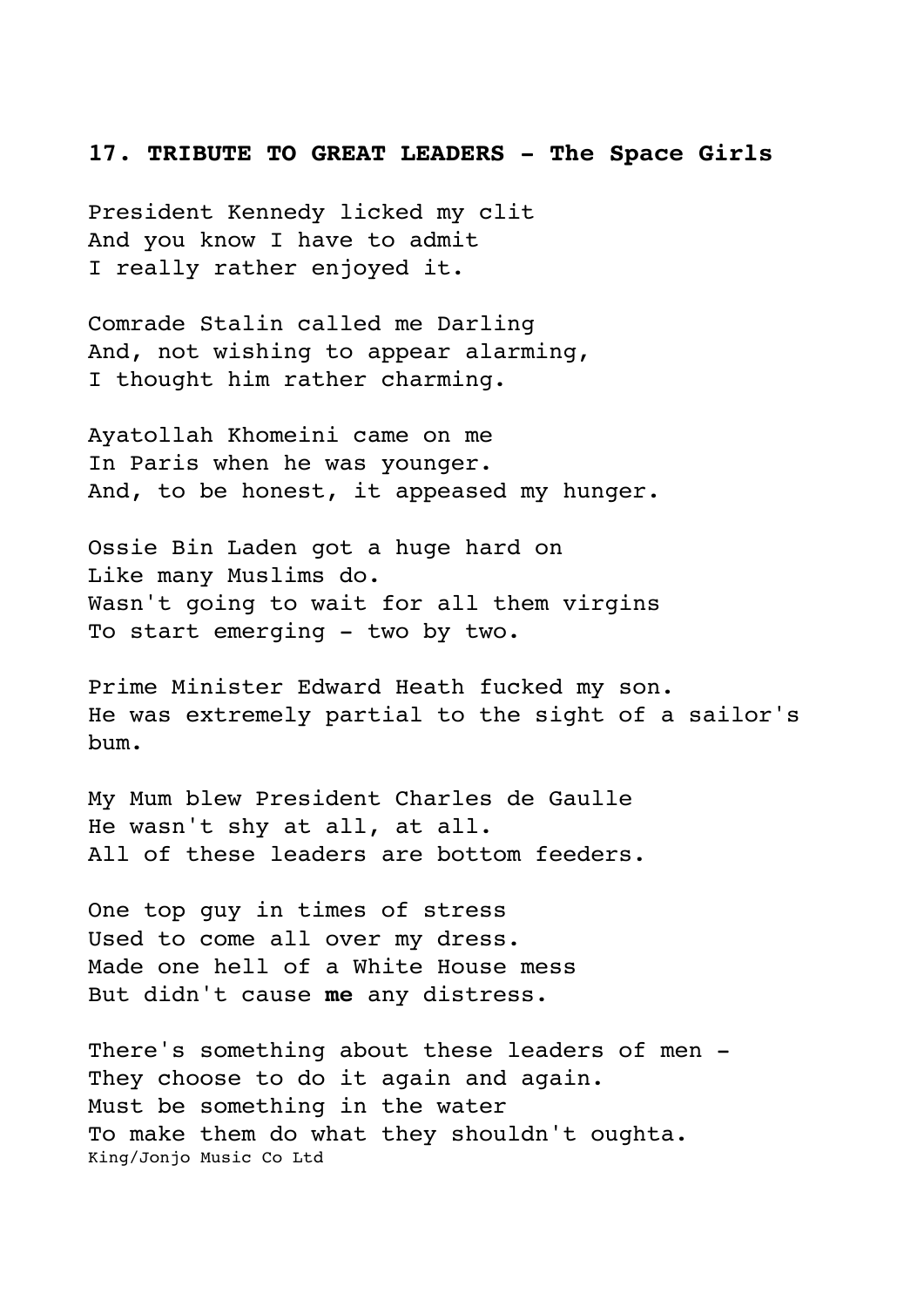**17. TRIBUTE TO GREAT LEADERS - The Space Girls**

President Kennedy licked my clit
And you know I have to admit
I really rather enjoyed it.

Comrade Stalin called me Darling
And, not wishing to appear alarming,
I thought him rather charming.

Ayatollah Khomeini came on me
In Paris when he was younger.
And, to be honest, it appeased my hunger.

Ossie Bin Laden got a huge hard on
Like many Muslims do.
Wasn't going to wait for all them virgins
To start emerging - two by two.

Prime Minister Edward Heath fucked my son.
He was extremely partial to the sight of a sailor's bum.

My Mum blew President Charles de Gaulle
He wasn't shy at all, at all.
All of these leaders are bottom feeders.

One top guy in times of stress
Used to come all over my dress.
Made one hell of a White House mess
But didn't cause **me** any distress.

There's something about these leaders of men -
They choose to do it again and again.
Must be something in the water
To make them do what they shouldn't oughta.

King/Jonjo Music Co Ltd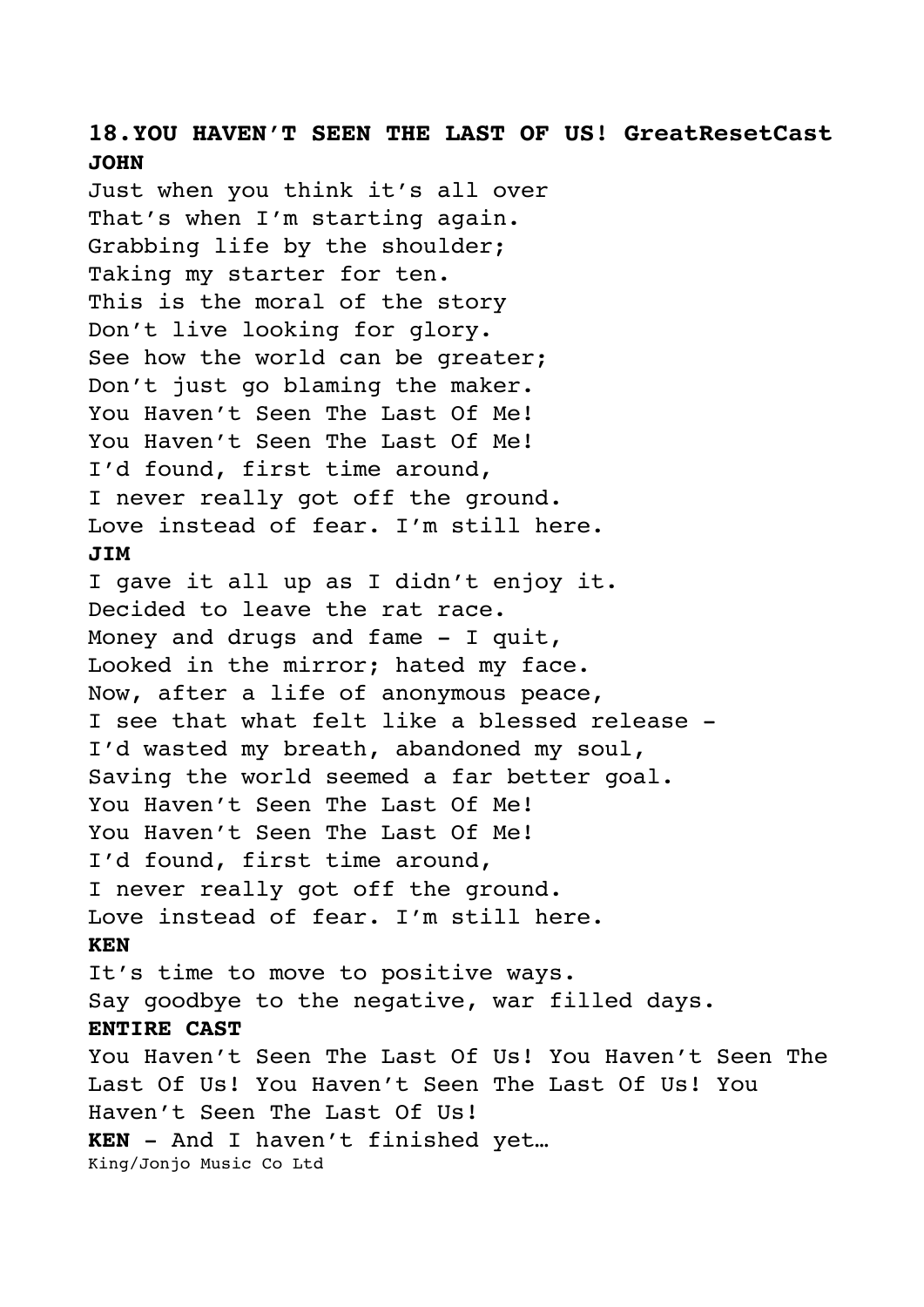**18.YOU HAVEN'T SEEN THE LAST OF US! GreatResetCast**

**JOHN**

Just when you think it's all over
That's when I'm starting again.
Grabbing life by the shoulder;
Taking my starter for ten.
This is the moral of the story
Don't live looking for glory.
See how the world can be greater;
Don't just go blaming the maker.
You Haven't Seen The Last Of Me!
You Haven't Seen The Last Of Me!
I'd found, first time around,
I never really got off the ground.
Love instead of fear. I'm still here.

**JIM**

I gave it all up as I didn't enjoy it.
Decided to leave the rat race.
Money and drugs and fame - I quit,
Looked in the mirror; hated my face.
Now, after a life of anonymous peace,
I see that what felt like a blessed release -
I'd wasted my breath, abandoned my soul,
Saving the world seemed a far better goal.
You Haven't Seen The Last Of Me!
You Haven't Seen The Last Of Me!
I'd found, first time around,
I never really got off the ground.
Love instead of fear. I'm still here.

**KEN**

It's time to move to positive ways.
Say goodbye to the negative, war filled days.

**ENTIRE CAST**

You Haven't Seen The Last Of Us! You Haven't Seen The Last Of Us! You Haven't Seen The Last Of Us! You Haven't Seen The Last Of Us!

**KEN** - And I haven't finished yet…

King/Jonjo Music Co Ltd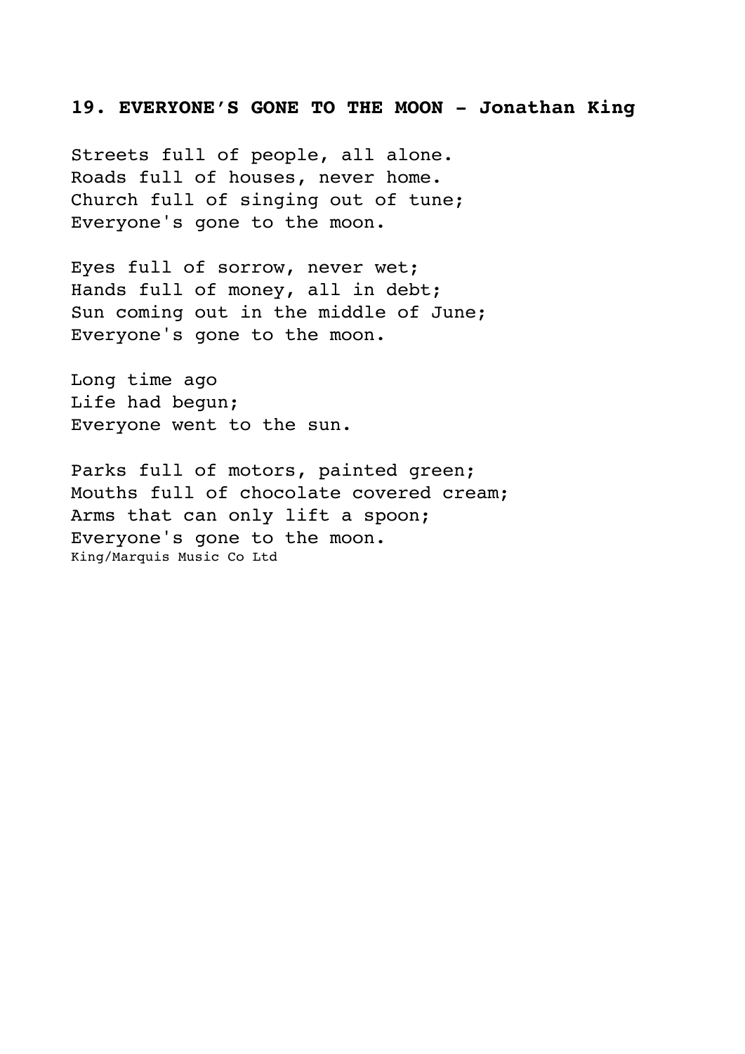## 19. EVERYONE'S GONE TO THE MOON - Jonathan King

Streets full of people, all alone.
Roads full of houses, never home.
Church full of singing out of tune;
Everyone's gone to the moon.

Eyes full of sorrow, never wet;
Hands full of money, all in debt;
Sun coming out in the middle of June;
Everyone's gone to the moon.

Long time ago
Life had begun;
Everyone went to the sun.

Parks full of motors, painted green;
Mouths full of chocolate covered cream;
Arms that can only lift a spoon;
Everyone's gone to the moon.

King/Marquis Music Co Ltd